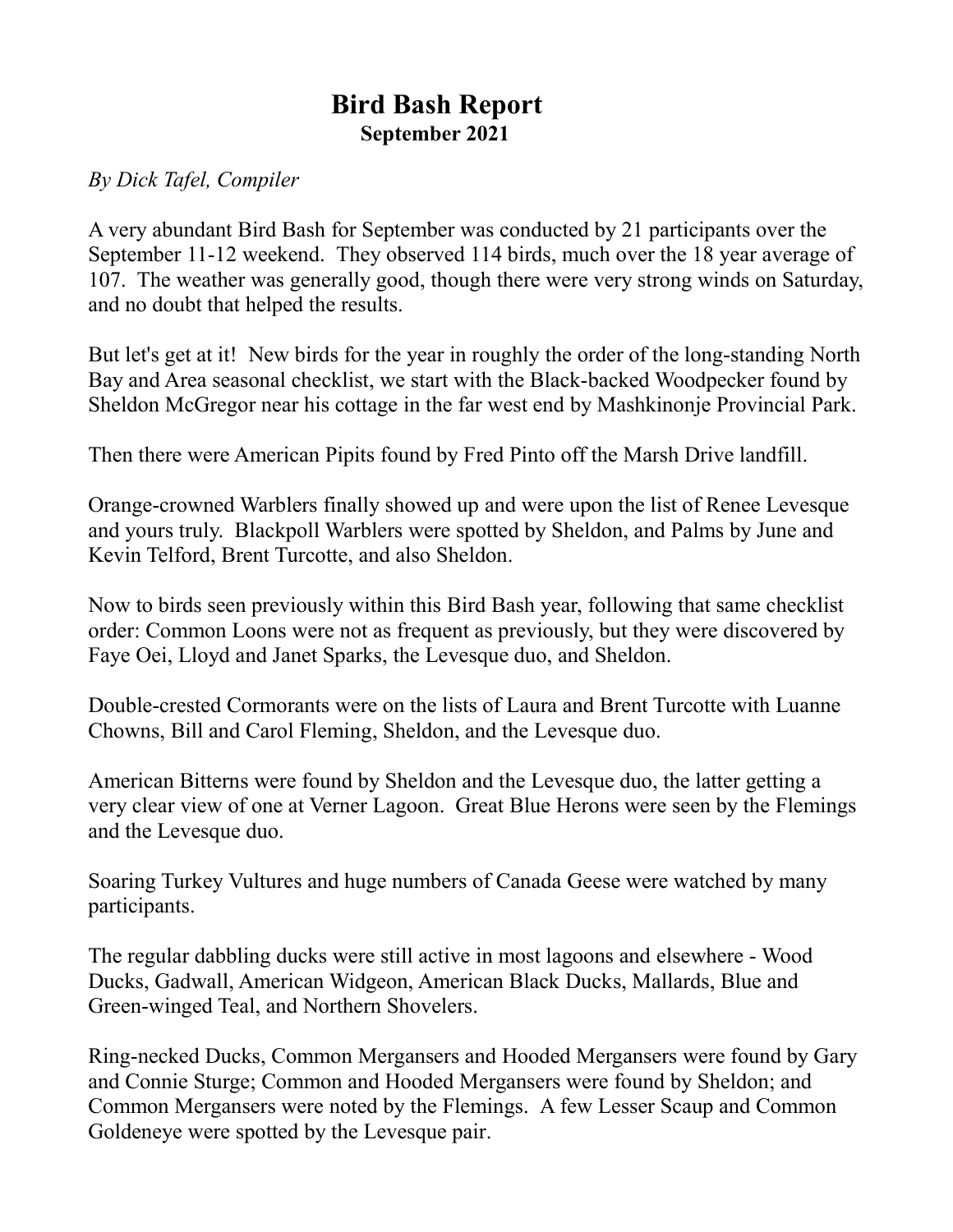# Bird Bash Report
## September 2021

*By Dick Tafel, Compiler*

A very abundant Bird Bash for September was conducted by 21 participants over the September 11-12 weekend. They observed 114 birds, much over the 18 year average of 107. The weather was generally good, though there were very strong winds on Saturday, and no doubt that helped the results.

But let's get at it! New birds for the year in roughly the order of the long-standing North Bay and Area seasonal checklist, we start with the Black-backed Woodpecker found by Sheldon McGregor near his cottage in the far west end by Mashkinonje Provincial Park.

Then there were American Pipits found by Fred Pinto off the Marsh Drive landfill.

Orange-crowned Warblers finally showed up and were upon the list of Renee Levesque and yours truly. Blackpoll Warblers were spotted by Sheldon, and Palms by June and Kevin Telford, Brent Turcotte, and also Sheldon.

Now to birds seen previously within this Bird Bash year, following that same checklist order: Common Loons were not as frequent as previously, but they were discovered by Faye Oei, Lloyd and Janet Sparks, the Levesque duo, and Sheldon.

Double-crested Cormorants were on the lists of Laura and Brent Turcotte with Luanne Chowns, Bill and Carol Fleming, Sheldon, and the Levesque duo.

American Bitterns were found by Sheldon and the Levesque duo, the latter getting a very clear view of one at Verner Lagoon. Great Blue Herons were seen by the Flemings and the Levesque duo.

Soaring Turkey Vultures and huge numbers of Canada Geese were watched by many participants.

The regular dabbling ducks were still active in most lagoons and elsewhere - Wood Ducks, Gadwall, American Widgeon, American Black Ducks, Mallards, Blue and Green-winged Teal, and Northern Shovelers.

Ring-necked Ducks, Common Mergansers and Hooded Mergansers were found by Gary and Connie Sturge; Common and Hooded Mergansers were found by Sheldon; and Common Mergansers were noted by the Flemings. A few Lesser Scaup and Common Goldeneye were spotted by the Levesque pair.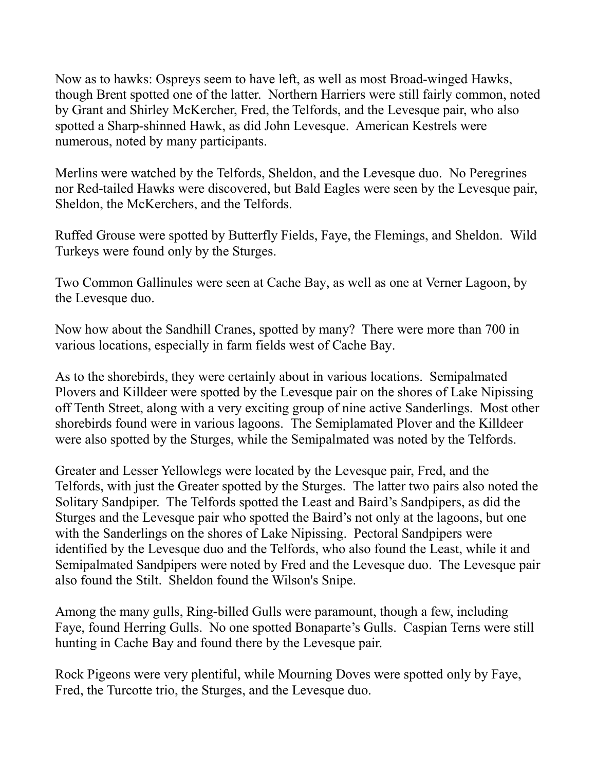Now as to hawks: Ospreys seem to have left, as well as most Broad-winged Hawks, though Brent spotted one of the latter. Northern Harriers were still fairly common, noted by Grant and Shirley McKercher, Fred, the Telfords, and the Levesque pair, who also spotted a Sharp-shinned Hawk, as did John Levesque. American Kestrels were numerous, noted by many participants.

Merlins were watched by the Telfords, Sheldon, and the Levesque duo. No Peregrines nor Red-tailed Hawks were discovered, but Bald Eagles were seen by the Levesque pair, Sheldon, the McKerchers, and the Telfords.

Ruffed Grouse were spotted by Butterfly Fields, Faye, the Flemings, and Sheldon. Wild Turkeys were found only by the Sturges.

Two Common Gallinules were seen at Cache Bay, as well as one at Verner Lagoon, by the Levesque duo.

Now how about the Sandhill Cranes, spotted by many? There were more than 700 in various locations, especially in farm fields west of Cache Bay.

As to the shorebirds, they were certainly about in various locations. Semipalmated Plovers and Killdeer were spotted by the Levesque pair on the shores of Lake Nipissing off Tenth Street, along with a very exciting group of nine active Sanderlings. Most other shorebirds found were in various lagoons. The Semiplamated Plover and the Killdeer were also spotted by the Sturges, while the Semipalmated was noted by the Telfords.

Greater and Lesser Yellowlegs were located by the Levesque pair, Fred, and the Telfords, with just the Greater spotted by the Sturges. The latter two pairs also noted the Solitary Sandpiper. The Telfords spotted the Least and Baird's Sandpipers, as did the Sturges and the Levesque pair who spotted the Baird's not only at the lagoons, but one with the Sanderlings on the shores of Lake Nipissing. Pectoral Sandpipers were identified by the Levesque duo and the Telfords, who also found the Least, while it and Semipalmated Sandpipers were noted by Fred and the Levesque duo. The Levesque pair also found the Stilt. Sheldon found the Wilson's Snipe.

Among the many gulls, Ring-billed Gulls were paramount, though a few, including Faye, found Herring Gulls. No one spotted Bonaparte's Gulls. Caspian Terns were still hunting in Cache Bay and found there by the Levesque pair.

Rock Pigeons were very plentiful, while Mourning Doves were spotted only by Faye, Fred, the Turcotte trio, the Sturges, and the Levesque duo.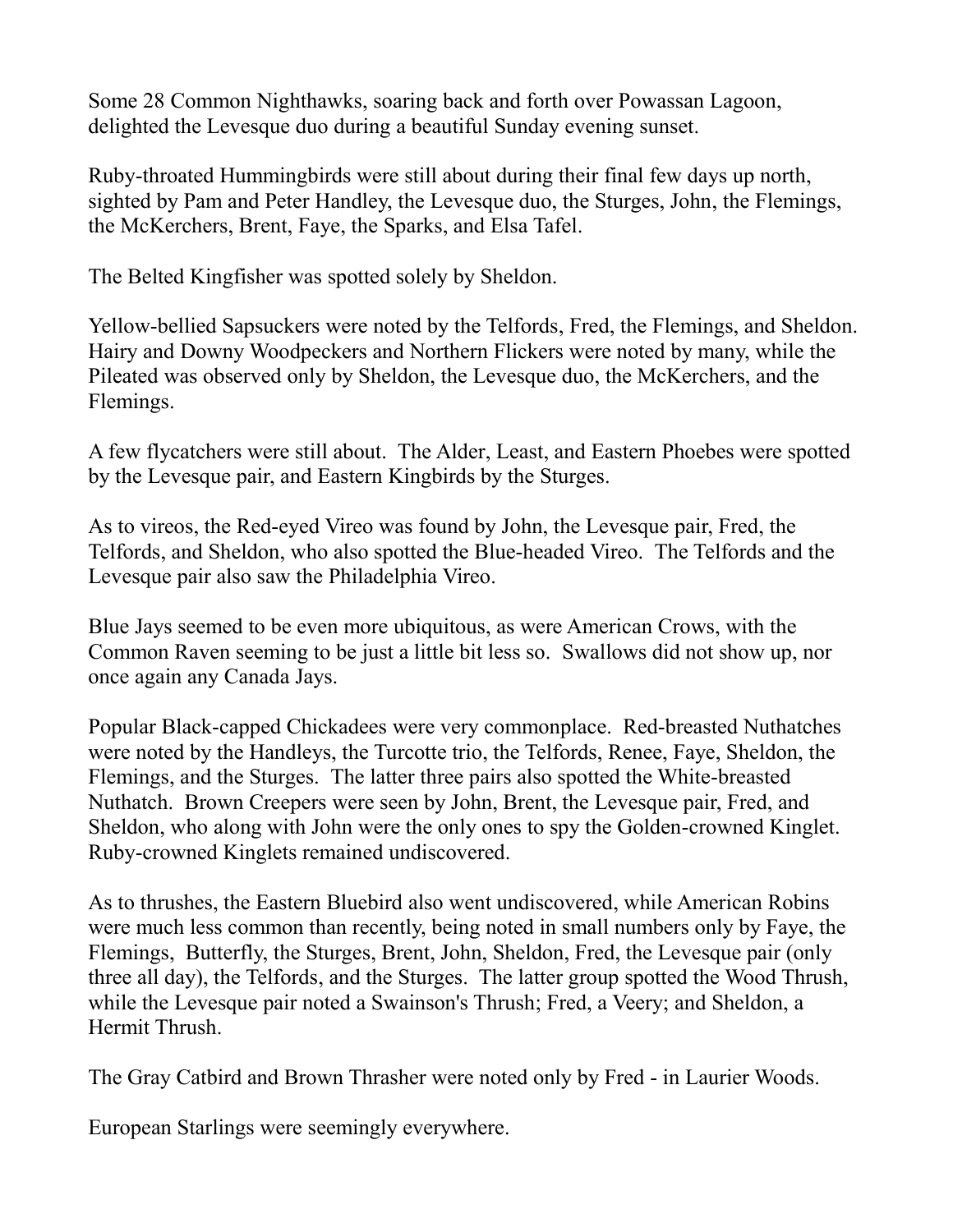Some 28 Common Nighthawks, soaring back and forth over Powassan Lagoon, delighted the Levesque duo during a beautiful Sunday evening sunset.

Ruby-throated Hummingbirds were still about during their final few days up north, sighted by Pam and Peter Handley, the Levesque duo, the Sturges, John, the Flemings, the McKerchers, Brent, Faye, the Sparks, and Elsa Tafel.

The Belted Kingfisher was spotted solely by Sheldon.

Yellow-bellied Sapsuckers were noted by the Telfords, Fred, the Flemings, and Sheldon. Hairy and Downy Woodpeckers and Northern Flickers were noted by many, while the Pileated was observed only by Sheldon, the Levesque duo, the McKerchers, and the Flemings.

A few flycatchers were still about. The Alder, Least, and Eastern Phoebes were spotted by the Levesque pair, and Eastern Kingbirds by the Sturges.

As to vireos, the Red-eyed Vireo was found by John, the Levesque pair, Fred, the Telfords, and Sheldon, who also spotted the Blue-headed Vireo. The Telfords and the Levesque pair also saw the Philadelphia Vireo.

Blue Jays seemed to be even more ubiquitous, as were American Crows, with the Common Raven seeming to be just a little bit less so. Swallows did not show up, nor once again any Canada Jays.

Popular Black-capped Chickadees were very commonplace. Red-breasted Nuthatches were noted by the Handleys, the Turcotte trio, the Telfords, Renee, Faye, Sheldon, the Flemings, and the Sturges. The latter three pairs also spotted the White-breasted Nuthatch. Brown Creepers were seen by John, Brent, the Levesque pair, Fred, and Sheldon, who along with John were the only ones to spy the Golden-crowned Kinglet. Ruby-crowned Kinglets remained undiscovered.

As to thrushes, the Eastern Bluebird also went undiscovered, while American Robins were much less common than recently, being noted in small numbers only by Faye, the Flemings, Butterfly, the Sturges, Brent, John, Sheldon, Fred, the Levesque pair (only three all day), the Telfords, and the Sturges. The latter group spotted the Wood Thrush, while the Levesque pair noted a Swainson's Thrush; Fred, a Veery; and Sheldon, a Hermit Thrush.

The Gray Catbird and Brown Thrasher were noted only by Fred - in Laurier Woods.

European Starlings were seemingly everywhere.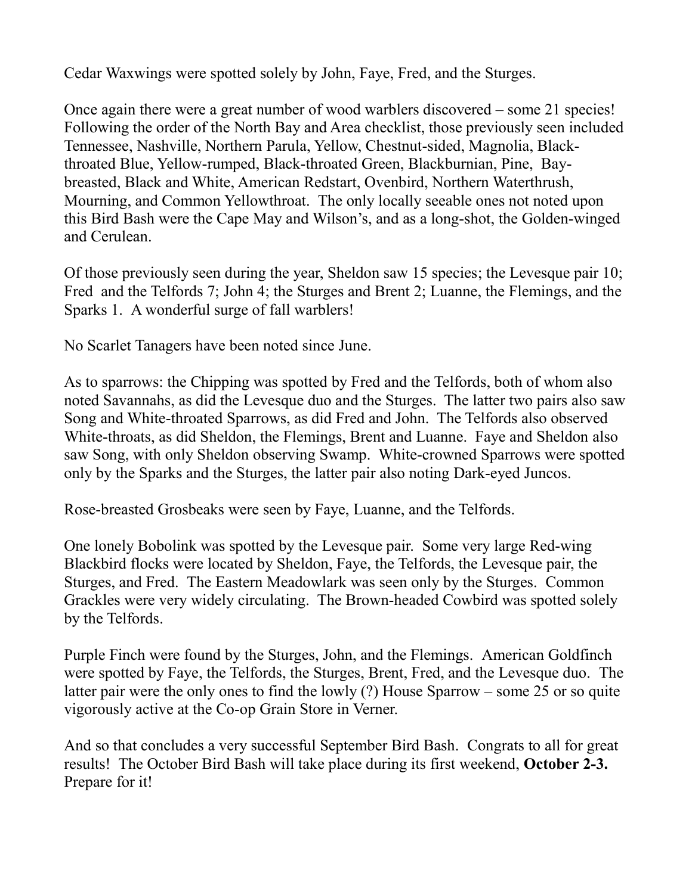Cedar Waxwings were spotted solely by John, Faye, Fred, and the Sturges.

Once again there were a great number of wood warblers discovered – some 21 species! Following the order of the North Bay and Area checklist, those previously seen included Tennessee, Nashville, Northern Parula, Yellow, Chestnut-sided, Magnolia, Black-throated Blue, Yellow-rumped, Black-throated Green, Blackburnian, Pine, Bay-breasted, Black and White, American Redstart, Ovenbird, Northern Waterthrush, Mourning, and Common Yellowthroat. The only locally seeable ones not noted upon this Bird Bash were the Cape May and Wilson's, and as a long-shot, the Golden-winged and Cerulean.

Of those previously seen during the year, Sheldon saw 15 species; the Levesque pair 10; Fred and the Telfords 7; John 4; the Sturges and Brent 2; Luanne, the Flemings, and the Sparks 1. A wonderful surge of fall warblers!

No Scarlet Tanagers have been noted since June.

As to sparrows: the Chipping was spotted by Fred and the Telfords, both of whom also noted Savannahs, as did the Levesque duo and the Sturges. The latter two pairs also saw Song and White-throated Sparrows, as did Fred and John. The Telfords also observed White-throats, as did Sheldon, the Flemings, Brent and Luanne. Faye and Sheldon also saw Song, with only Sheldon observing Swamp. White-crowned Sparrows were spotted only by the Sparks and the Sturges, the latter pair also noting Dark-eyed Juncos.

Rose-breasted Grosbeaks were seen by Faye, Luanne, and the Telfords.

One lonely Bobolink was spotted by the Levesque pair. Some very large Red-wing Blackbird flocks were located by Sheldon, Faye, the Telfords, the Levesque pair, the Sturges, and Fred. The Eastern Meadowlark was seen only by the Sturges. Common Grackles were very widely circulating. The Brown-headed Cowbird was spotted solely by the Telfords.

Purple Finch were found by the Sturges, John, and the Flemings. American Goldfinch were spotted by Faye, the Telfords, the Sturges, Brent, Fred, and the Levesque duo. The latter pair were the only ones to find the lowly (?) House Sparrow – some 25 or so quite vigorously active at the Co-op Grain Store in Verner.

And so that concludes a very successful September Bird Bash. Congrats to all for great results! The October Bird Bash will take place during its first weekend, **October 2-3.** Prepare for it!